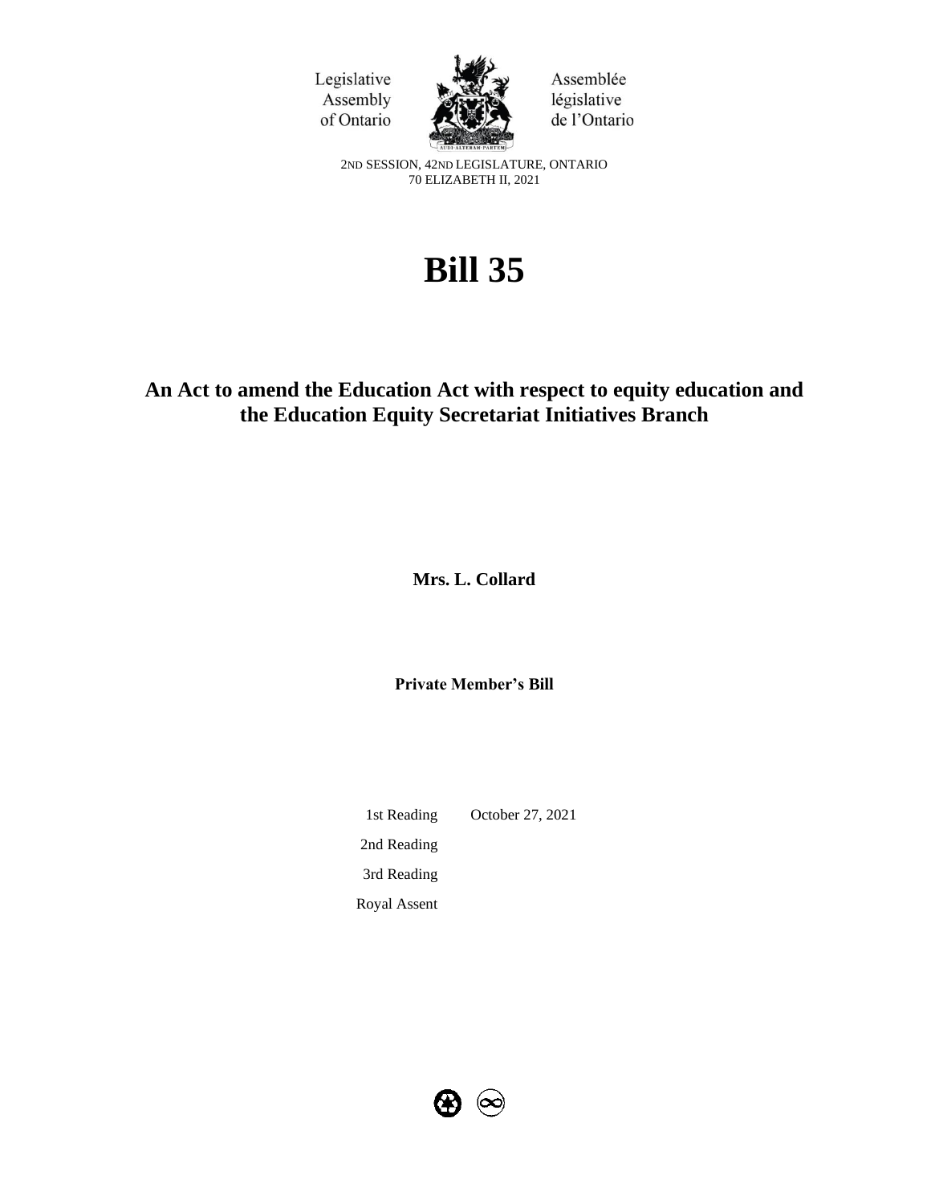Legislative Assembly of Ontario

Assemblée législative de l'Ontario

2ND SESSION, 42ND LEGISLATURE, ONTARIO
70 ELIZABETH II, 2021

# Bill 35

## An Act to amend the Education Act with respect to equity education and the Education Equity Secretariat Initiatives Branch

**Mrs. L. Collard**

**Private Member's Bill**

| | |
|---|---|
| 1st Reading | October 27, 2021 |
| 2nd Reading | |
| 3rd Reading | |
| Royal Assent | |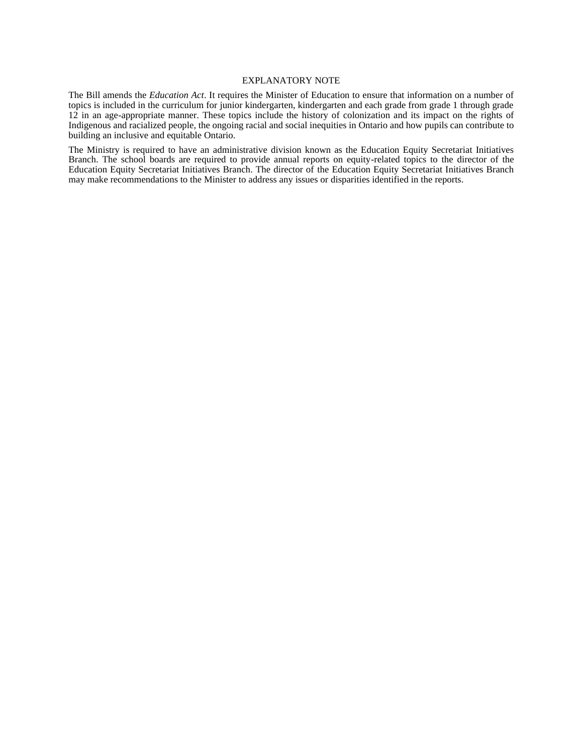# EXPLANATORY NOTE

The Bill amends the *Education Act*. It requires the Minister of Education to ensure that information on a number of topics is included in the curriculum for junior kindergarten, kindergarten and each grade from grade 1 through grade 12 in an age-appropriate manner. These topics include the history of colonization and its impact on the rights of Indigenous and racialized people, the ongoing racial and social inequities in Ontario and how pupils can contribute to building an inclusive and equitable Ontario.

The Ministry is required to have an administrative division known as the Education Equity Secretariat Initiatives Branch. The school boards are required to provide annual reports on equity-related topics to the director of the Education Equity Secretariat Initiatives Branch. The director of the Education Equity Secretariat Initiatives Branch may make recommendations to the Minister to address any issues or disparities identified in the reports.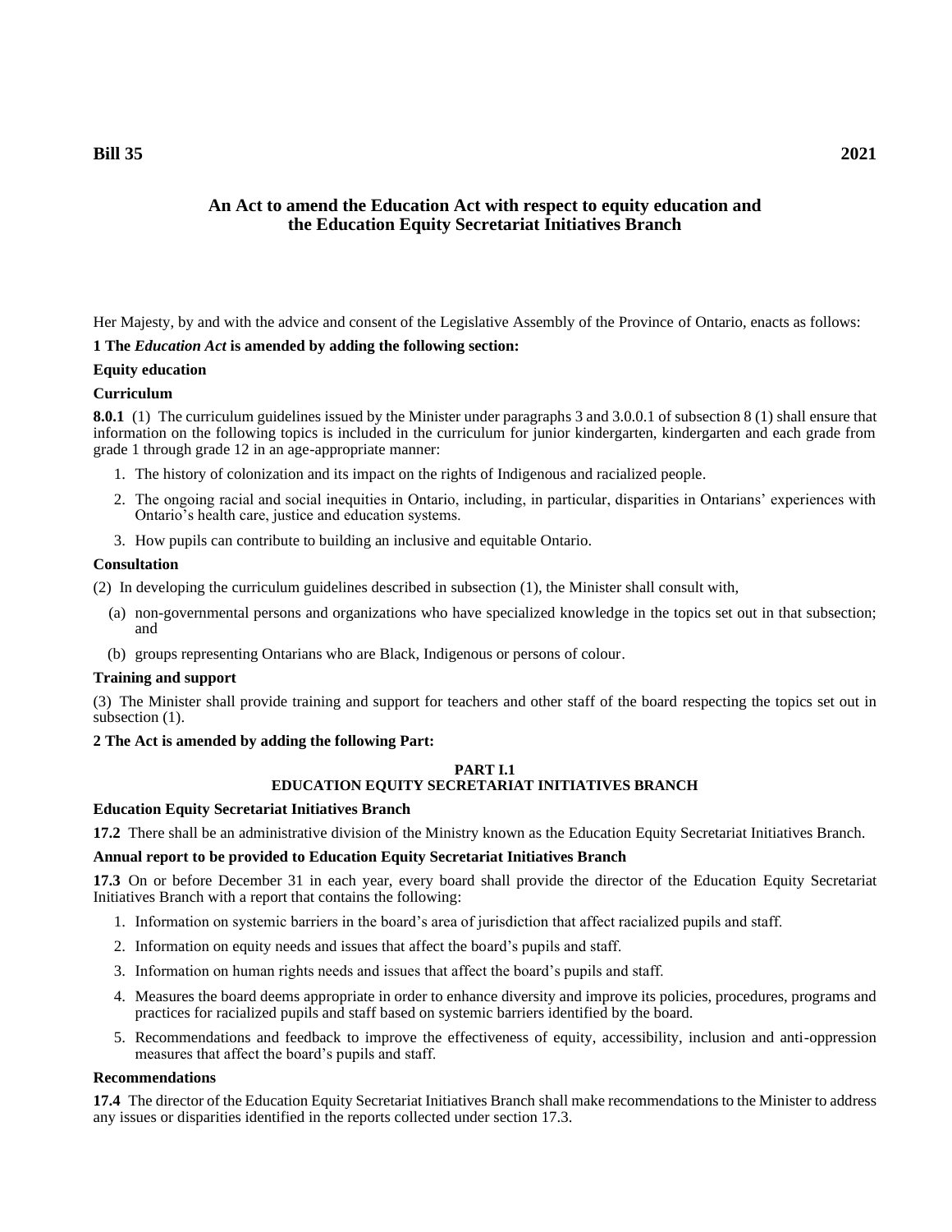**Bill 35** **2021**

## An Act to amend the Education Act with respect to equity education and the Education Equity Secretariat Initiatives Branch

Her Majesty, by and with the advice and consent of the Legislative Assembly of the Province of Ontario, enacts as follows:

**1 The *Education Act* is amended by adding the following section:**

**Equity education**

**Curriculum**

**8.0.1** (1) The curriculum guidelines issued by the Minister under paragraphs 3 and 3.0.0.1 of subsection 8 (1) shall ensure that information on the following topics is included in the curriculum for junior kindergarten, kindergarten and each grade from grade 1 through grade 12 in an age-appropriate manner:

1. The history of colonization and its impact on the rights of Indigenous and racialized people.
2. The ongoing racial and social inequities in Ontario, including, in particular, disparities in Ontarians' experiences with Ontario's health care, justice and education systems.
3. How pupils can contribute to building an inclusive and equitable Ontario.

**Consultation**

(2) In developing the curriculum guidelines described in subsection (1), the Minister shall consult with,

(a) non-governmental persons and organizations who have specialized knowledge in the topics set out in that subsection; and

(b) groups representing Ontarians who are Black, Indigenous or persons of colour.

**Training and support**

(3) The Minister shall provide training and support for teachers and other staff of the board respecting the topics set out in subsection (1).

**2 The Act is amended by adding the following Part:**

**PART I.1**
**EDUCATION EQUITY SECRETARIAT INITIATIVES BRANCH**

**Education Equity Secretariat Initiatives Branch**

**17.2** There shall be an administrative division of the Ministry known as the Education Equity Secretariat Initiatives Branch.

**Annual report to be provided to Education Equity Secretariat Initiatives Branch**

**17.3** On or before December 31 in each year, every board shall provide the director of the Education Equity Secretariat Initiatives Branch with a report that contains the following:

1. Information on systemic barriers in the board's area of jurisdiction that affect racialized pupils and staff.
2. Information on equity needs and issues that affect the board's pupils and staff.
3. Information on human rights needs and issues that affect the board's pupils and staff.
4. Measures the board deems appropriate in order to enhance diversity and improve its policies, procedures, programs and practices for racialized pupils and staff based on systemic barriers identified by the board.
5. Recommendations and feedback to improve the effectiveness of equity, accessibility, inclusion and anti-oppression measures that affect the board's pupils and staff.

**Recommendations**

**17.4** The director of the Education Equity Secretariat Initiatives Branch shall make recommendations to the Minister to address any issues or disparities identified in the reports collected under section 17.3.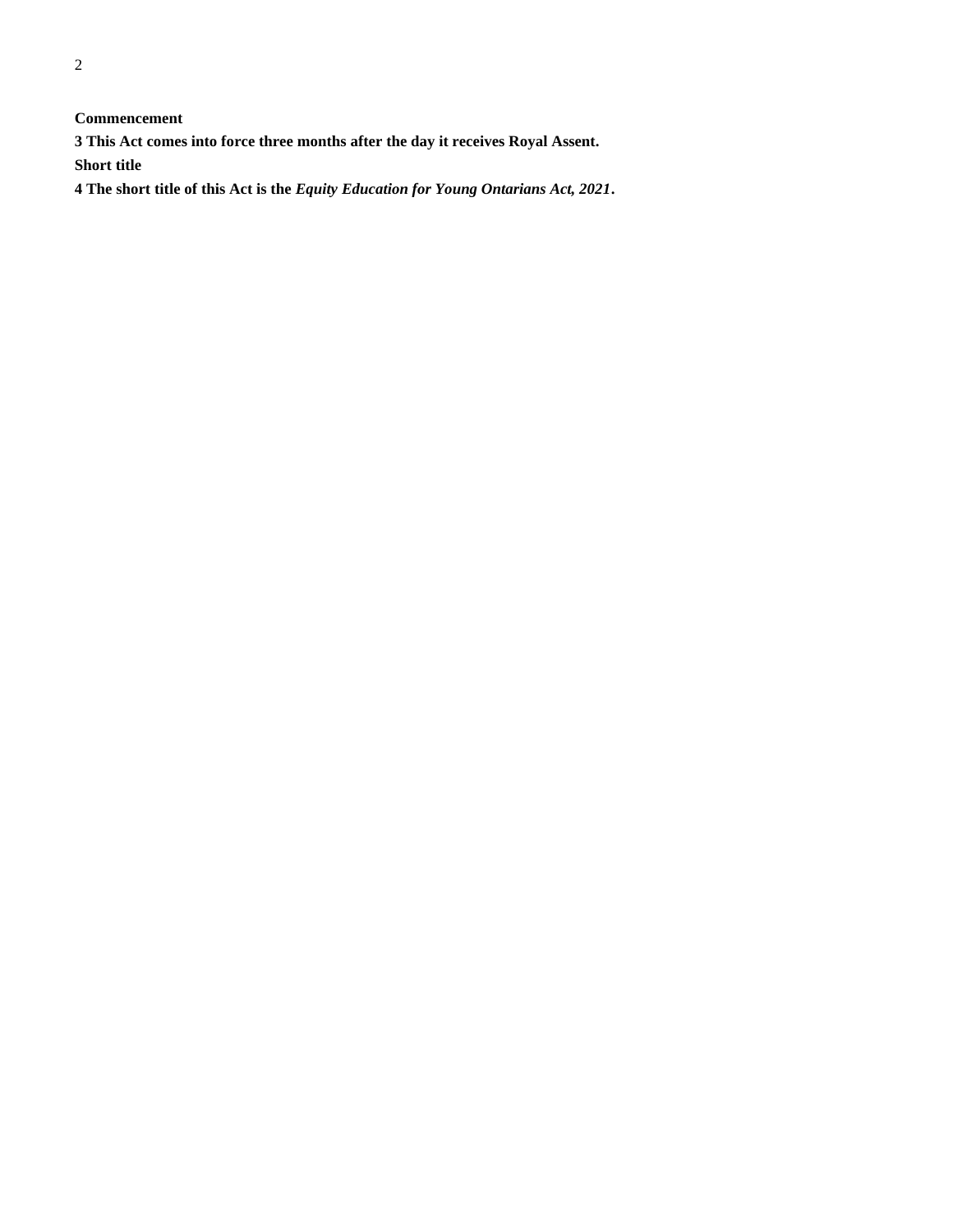**Commencement**

**3 This Act comes into force three months after the day it receives Royal Assent.**

**Short title**

**4 The short title of this Act is the *Equity Education for Young Ontarians Act, 2021*.**